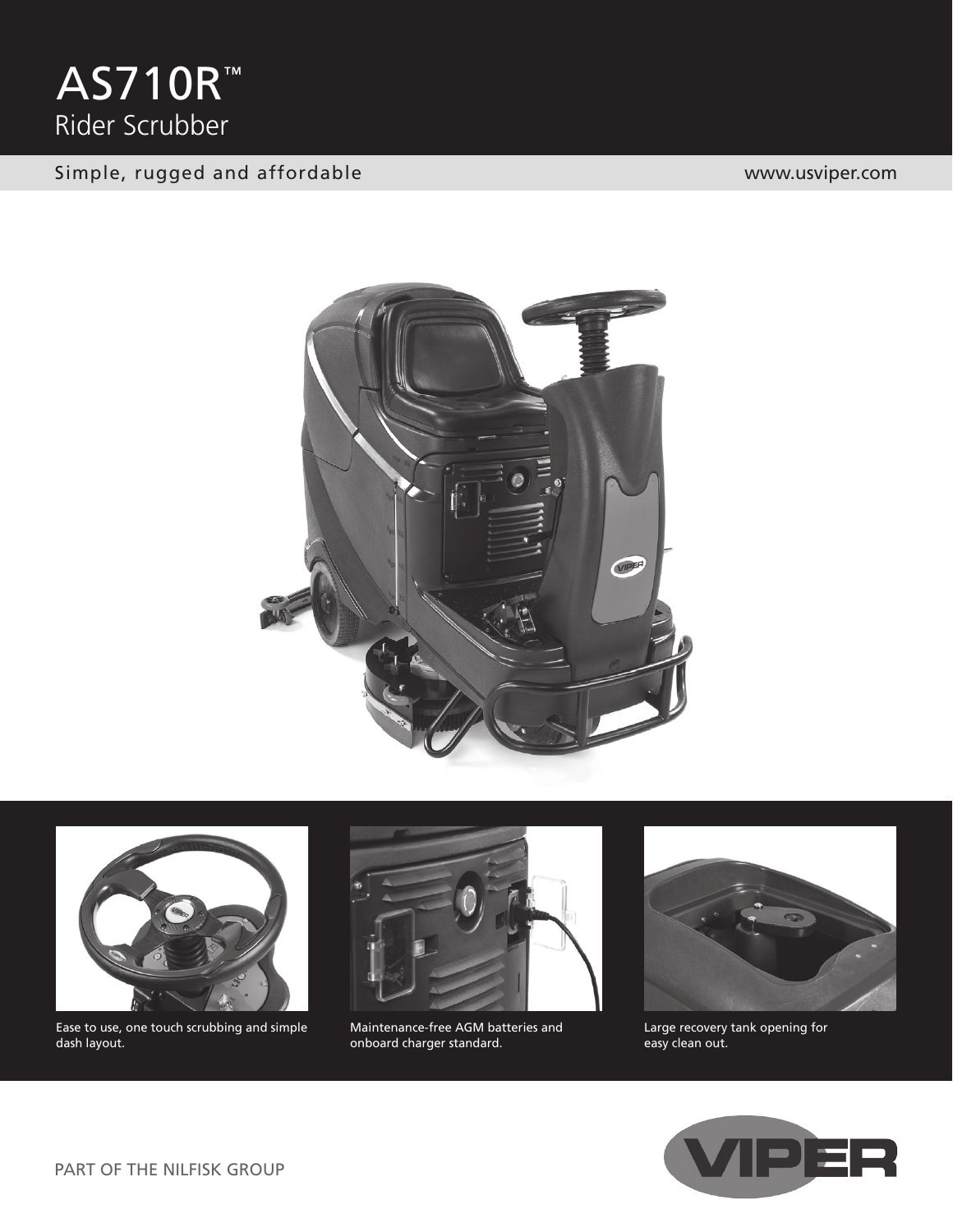# AS710R™

## Rider Scrubber

Simple, rugged and affordable

www.usviper.com

Ease to use, one touch scrubbing and simple dash layout.

Maintenance-free AGM batteries and onboard charger standard.

Large recovery tank opening for easy clean out.

PART OF THE NILFISK GROUP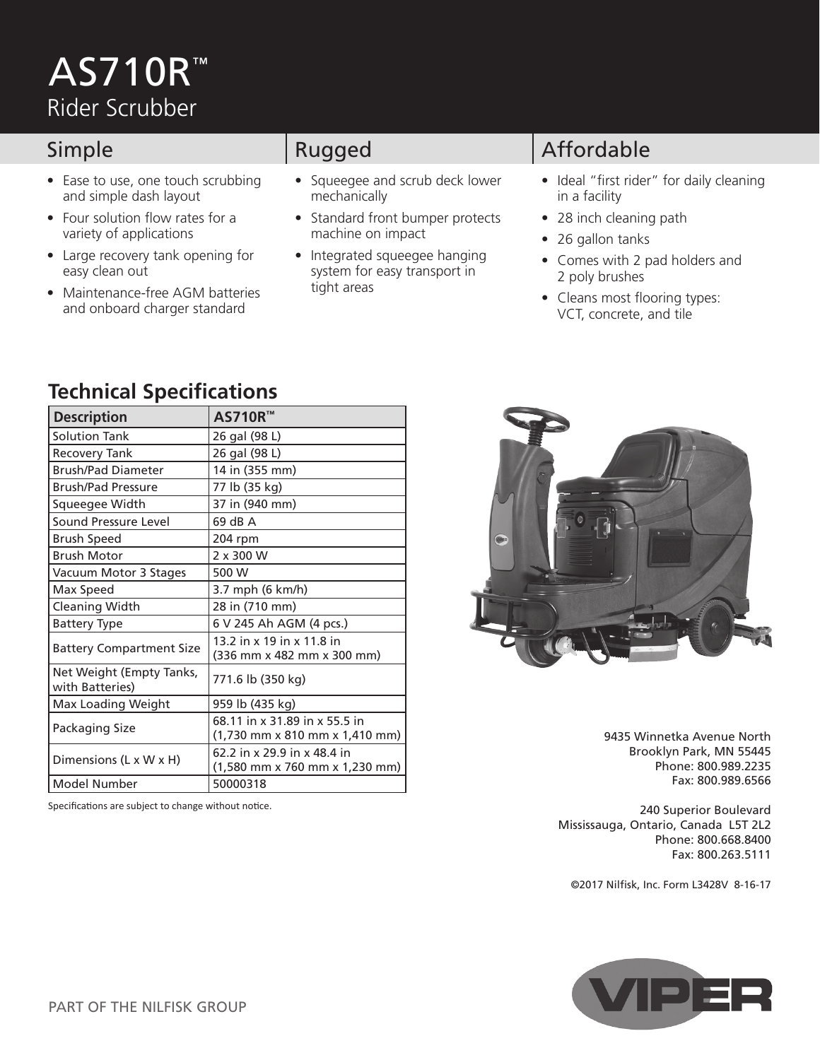# AS710R™

## Rider Scrubber

### Simple

- Ease to use, one touch scrubbing and simple dash layout
- Four solution flow rates for a variety of applications
- Large recovery tank opening for easy clean out
- Maintenance-free AGM batteries and onboard charger standard

### Rugged

- Squeegee and scrub deck lower mechanically
- Standard front bumper protects machine on impact
- Integrated squeegee hanging system for easy transport in tight areas

### Affordable

- Ideal "first rider" for daily cleaning in a facility
- 28 inch cleaning path
- 26 gallon tanks
- Comes with 2 pad holders and 2 poly brushes
- Cleans most flooring types: VCT, concrete, and tile

## Technical Specifications

| Description | AS710R™ |
|---|---|
| Solution Tank | 26 gal (98 L) |
| Recovery Tank | 26 gal (98 L) |
| Brush/Pad Diameter | 14 in (355 mm) |
| Brush/Pad Pressure | 77 lb (35 kg) |
| Squeegee Width | 37 in (940 mm) |
| Sound Pressure Level | 69 dB A |
| Brush Speed | 204 rpm |
| Brush Motor | 2 x 300 W |
| Vacuum Motor 3 Stages | 500 W |
| Max Speed | 3.7 mph (6 km/h) |
| Cleaning Width | 28 in (710 mm) |
| Battery Type | 6 V 245 Ah AGM (4 pcs.) |
| Battery Compartment Size | 13.2 in x 19 in x 11.8 in (336 mm x 482 mm x 300 mm) |
| Net Weight (Empty Tanks, with Batteries) | 771.6 lb (350 kg) |
| Max Loading Weight | 959 lb (435 kg) |
| Packaging Size | 68.11 in x 31.89 in x 55.5 in (1,730 mm x 810 mm x 1,410 mm) |
| Dimensions (L x W x H) | 62.2 in x 29.9 in x 48.4 in (1,580 mm x 760 mm x 1,230 mm) |
| Model Number | 50000318 |

Specifications are subject to change without notice.

9435 Winnetka Avenue North
Brooklyn Park, MN 55445
Phone: 800.989.2235
Fax: 800.989.6566

240 Superior Boulevard
Mississauga, Ontario, Canada L5T 2L2
Phone: 800.668.8400
Fax: 800.263.5111

©2017 Nilfisk, Inc. Form L3428V 8-16-17

VIPER

PART OF THE NILFISK GROUP